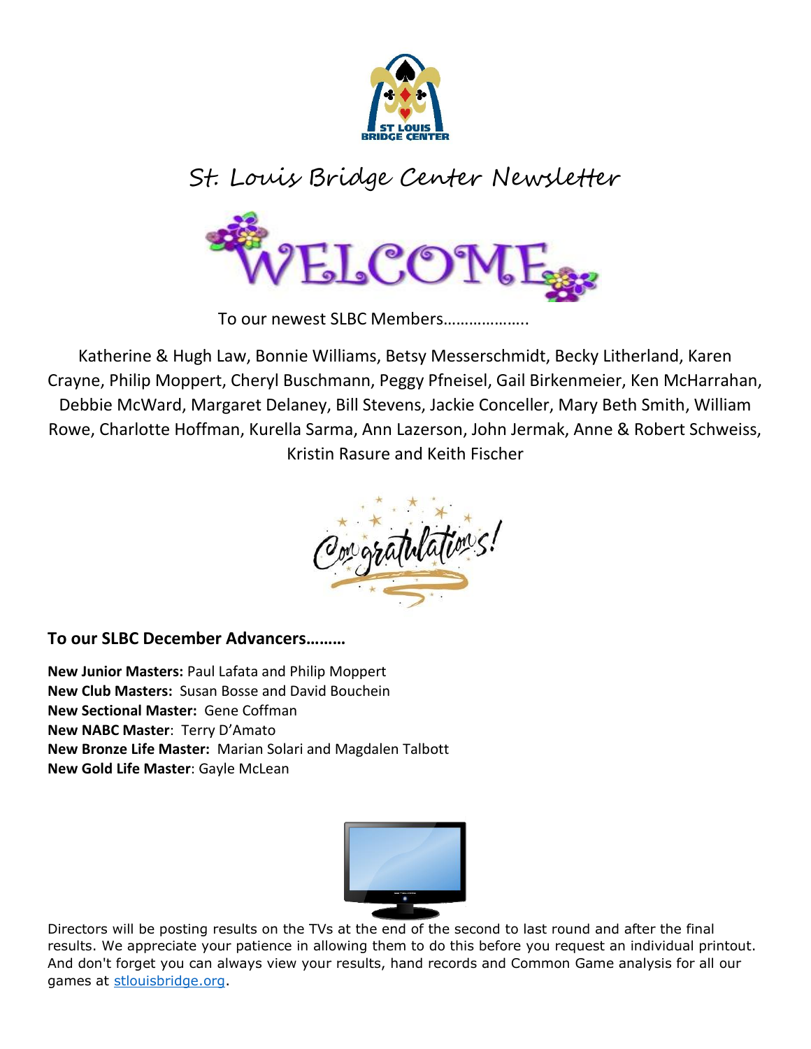# St. Louis Bridge Center Newsletter

WELCOME

To our newest SLBC Members………………..

Katherine & Hugh Law, Bonnie Williams, Betsy Messerschmidt, Becky Litherland, Karen Crayne, Philip Moppert, Cheryl Buschmann, Peggy Pfneisel, Gail Birkenmeier, Ken McHarrahan, Debbie McWard, Margaret Delaney, Bill Stevens, Jackie Conceller, Mary Beth Smith, William Rowe, Charlotte Hoffman, Kurella Sarma, Ann Lazerson, John Jermak, Anne & Robert Schweiss, Kristin Rasure and Keith Fischer

Congratulations!

## To our SLBC December Advancers………

**New Junior Masters:** Paul Lafata and Philip Moppert
**New Club Masters:** Susan Bosse and David Bouchein
**New Sectional Master:** Gene Coffman
**New NABC Master**: Terry D'Amato
**New Bronze Life Master:** Marian Solari and Magdalen Talbott
**New Gold Life Master**: Gayle McLean

Directors will be posting results on the TVs at the end of the second to last round and after the final results. We appreciate your patience in allowing them to do this before you request an individual printout. And don't forget you can always view your results, hand records and Common Game analysis for all our games at stlouisbridge.org.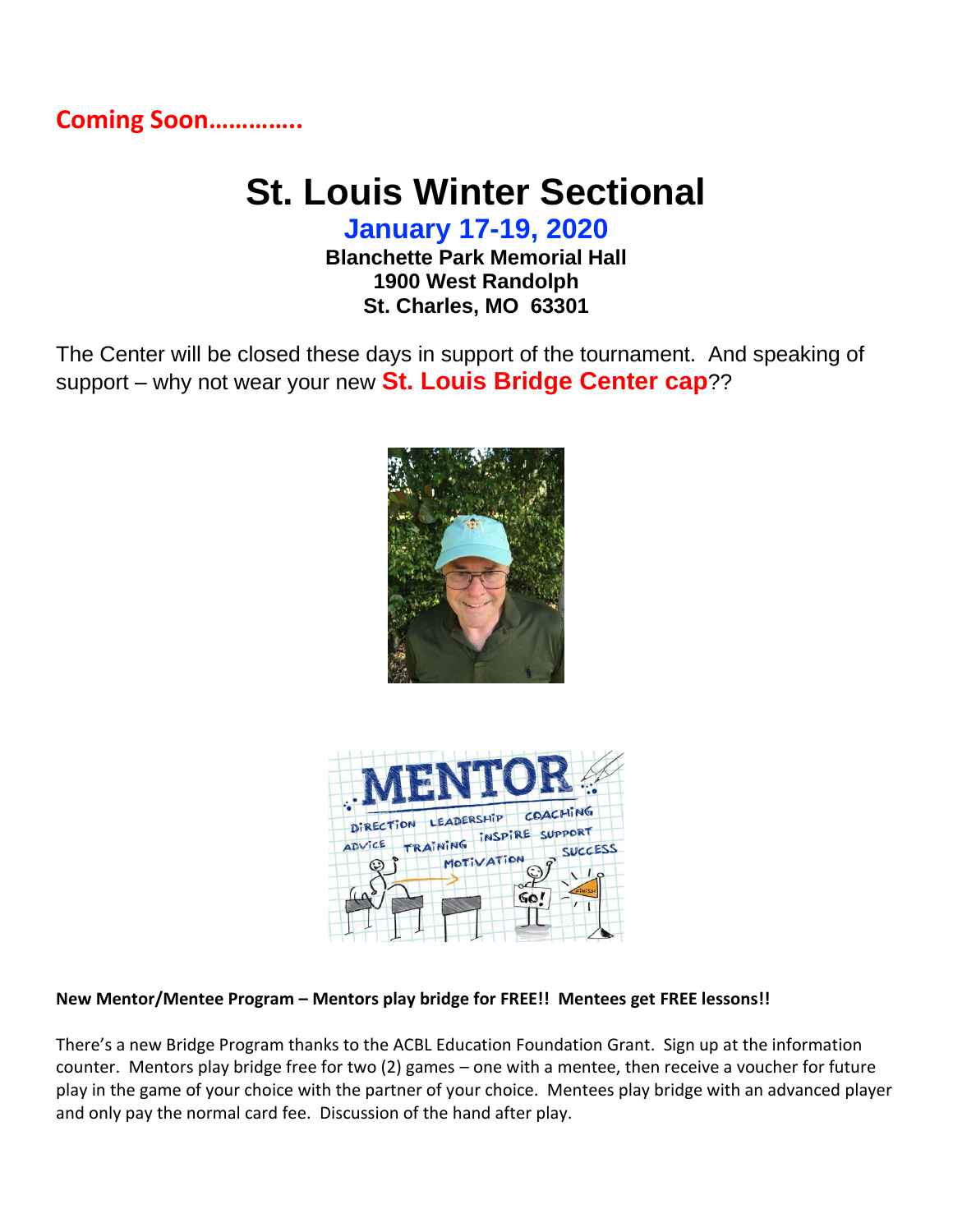**Coming Soon…………..**

# St. Louis Winter Sectional

## January 17-19, 2020

**Blanchette Park Memorial Hall**
**1900 West Randolph**
**St. Charles, MO 63301**

The Center will be closed these days in support of the tournament. And speaking of support – why not wear your new **St. Louis Bridge Center cap**??

**New Mentor/Mentee Program – Mentors play bridge for FREE!! Mentees get FREE lessons!!**

There's a new Bridge Program thanks to the ACBL Education Foundation Grant. Sign up at the information counter. Mentors play bridge free for two (2) games – one with a mentee, then receive a voucher for future play in the game of your choice with the partner of your choice. Mentees play bridge with an advanced player and only pay the normal card fee. Discussion of the hand after play.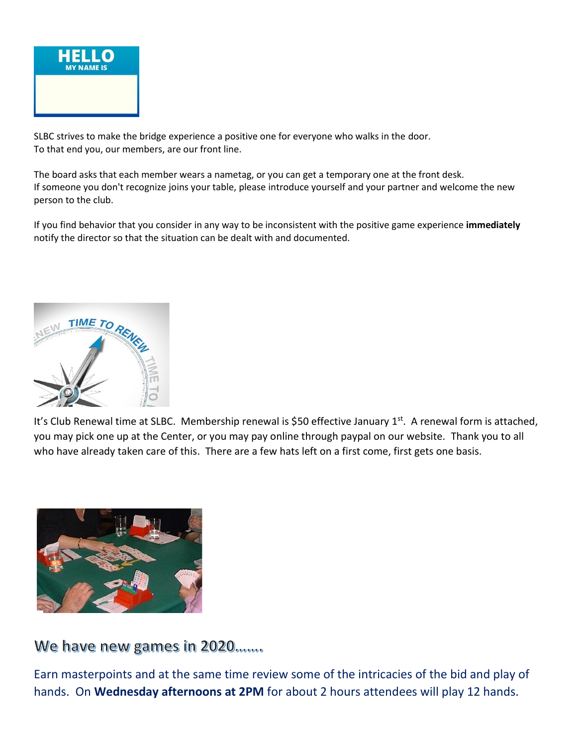SLBC strives to make the bridge experience a positive one for everyone who walks in the door.
To that end you, our members, are our front line.

The board asks that each member wears a nametag, or you can get a temporary one at the front desk.
If someone you don't recognize joins your table, please introduce yourself and your partner and welcome the new person to the club.

If you find behavior that you consider in any way to be inconsistent with the positive game experience **immediately** notify the director so that the situation can be dealt with and documented.

It's Club Renewal time at SLBC. Membership renewal is $50 effective January 1st. A renewal form is attached, you may pick one up at the Center, or you may pay online through paypal on our website. Thank you to all who have already taken care of this. There are a few hats left on a first come, first gets one basis.

## We have new games in 2020.......

Earn masterpoints and at the same time review some of the intricacies of the bid and play of hands. On **Wednesday afternoons at 2PM** for about 2 hours attendees will play 12 hands.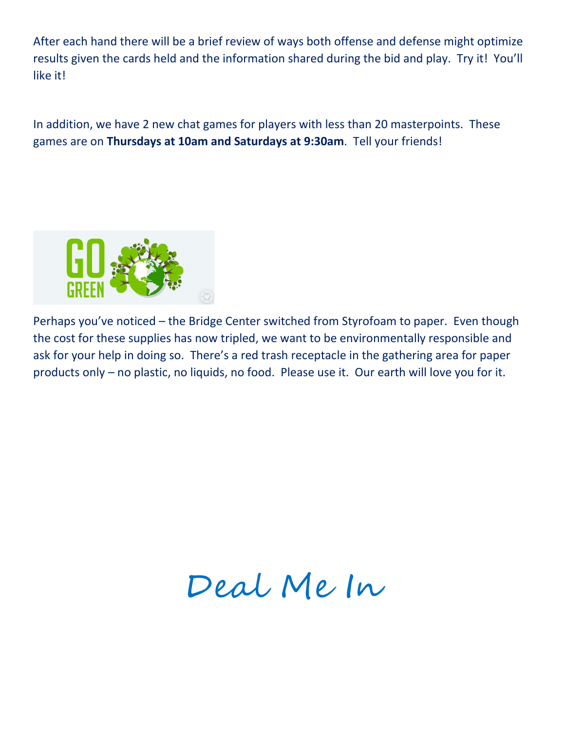After each hand there will be a brief review of ways both offense and defense might optimize results given the cards held and the information shared during the bid and play. Try it! You'll like it!

In addition, we have 2 new chat games for players with less than 20 masterpoints. These games are on **Thursdays at 10am and Saturdays at 9:30am**. Tell your friends!

Perhaps you've noticed – the Bridge Center switched from Styrofoam to paper. Even though the cost for these supplies has now tripled, we want to be environmentally responsible and ask for your help in doing so. There's a red trash receptacle in the gathering area for paper products only – no plastic, no liquids, no food. Please use it. Our earth will love you for it.

Deal Me In